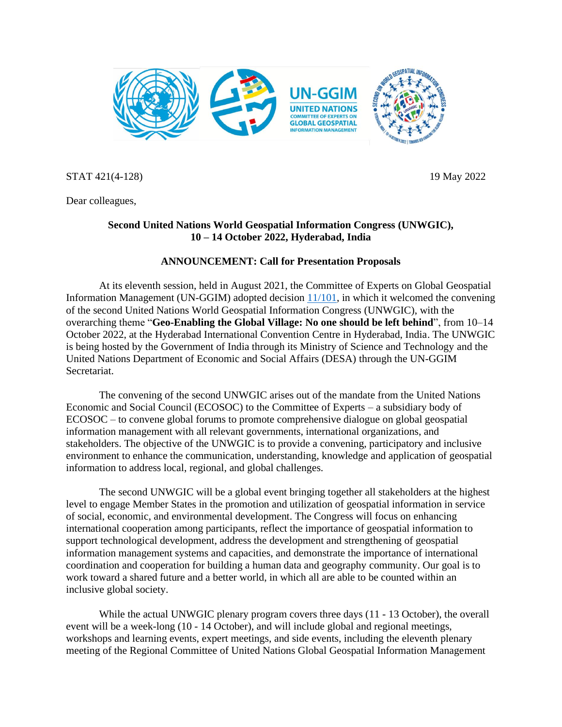STAT 421(4-128) 19 May 2022

Dear colleagues,

**Second United Nations World Geospatial Information Congress (UNWGIC), 10 – 14 October 2022, Hyderabad, India**

**ANNOUNCEMENT: Call for Presentation Proposals**

At its eleventh session, held in August 2021, the Committee of Experts on Global Geospatial Information Management (UN-GGIM) adopted decision [11/101](), in which it welcomed the convening of the second United Nations World Geospatial Information Congress (UNWGIC), with the overarching theme "**Geo-Enabling the Global Village: No one should be left behind**", from 10–14 October 2022, at the Hyderabad International Convention Centre in Hyderabad, India. The UNWGIC is being hosted by the Government of India through its Ministry of Science and Technology and the United Nations Department of Economic and Social Affairs (DESA) through the UN-GGIM Secretariat.

The convening of the second UNWGIC arises out of the mandate from the United Nations Economic and Social Council (ECOSOC) to the Committee of Experts – a subsidiary body of ECOSOC – to convene global forums to promote comprehensive dialogue on global geospatial information management with all relevant governments, international organizations, and stakeholders. The objective of the UNWGIC is to provide a convening, participatory and inclusive environment to enhance the communication, understanding, knowledge and application of geospatial information to address local, regional, and global challenges.

The second UNWGIC will be a global event bringing together all stakeholders at the highest level to engage Member States in the promotion and utilization of geospatial information in service of social, economic, and environmental development. The Congress will focus on enhancing international cooperation among participants, reflect the importance of geospatial information to support technological development, address the development and strengthening of geospatial information management systems and capacities, and demonstrate the importance of international coordination and cooperation for building a human data and geography community. Our goal is to work toward a shared future and a better world, in which all are able to be counted within an inclusive global society.

While the actual UNWGIC plenary program covers three days (11 - 13 October), the overall event will be a week-long (10 - 14 October), and will include global and regional meetings, workshops and learning events, expert meetings, and side events, including the eleventh plenary meeting of the Regional Committee of United Nations Global Geospatial Information Management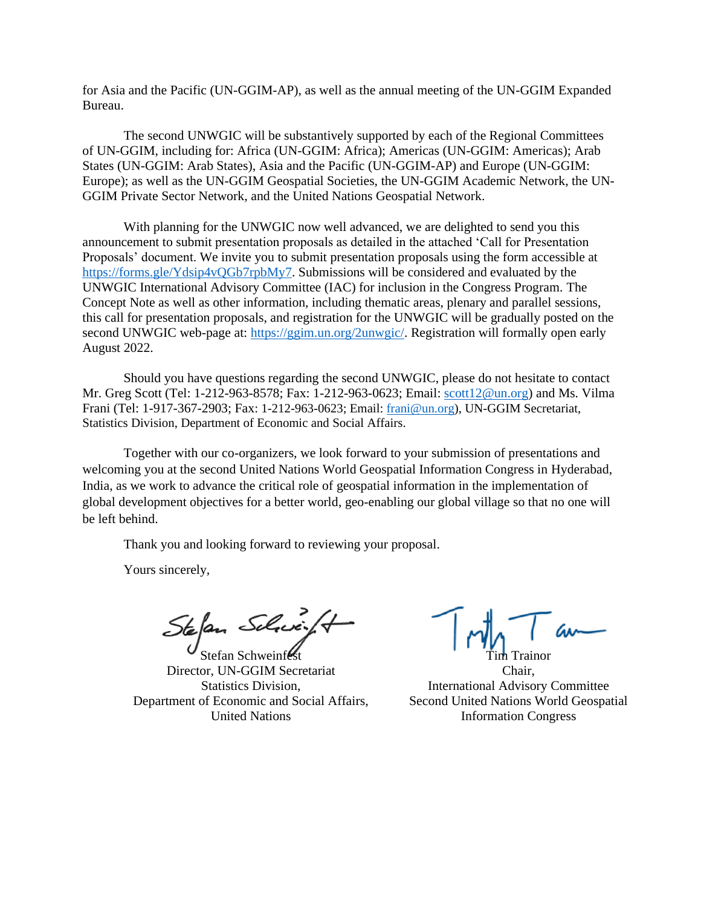for Asia and the Pacific (UN-GGIM-AP), as well as the annual meeting of the UN-GGIM Expanded Bureau.

The second UNWGIC will be substantively supported by each of the Regional Committees of UN-GGIM, including for: Africa (UN-GGIM: Africa); Americas (UN-GGIM: Americas); Arab States (UN-GGIM: Arab States), Asia and the Pacific (UN-GGIM-AP) and Europe (UN-GGIM: Europe); as well as the UN-GGIM Geospatial Societies, the UN-GGIM Academic Network, the UN-GGIM Private Sector Network, and the United Nations Geospatial Network.

With planning for the UNWGIC now well advanced, we are delighted to send you this announcement to submit presentation proposals as detailed in the attached 'Call for Presentation Proposals' document. We invite you to submit presentation proposals using the form accessible at https://forms.gle/Ydsip4vQGb7rpbMy7. Submissions will be considered and evaluated by the UNWGIC International Advisory Committee (IAC) for inclusion in the Congress Program. The Concept Note as well as other information, including thematic areas, plenary and parallel sessions, this call for presentation proposals, and registration for the UNWGIC will be gradually posted on the second UNWGIC web-page at: https://ggim.un.org/2unwgic/. Registration will formally open early August 2022.

Should you have questions regarding the second UNWGIC, please do not hesitate to contact Mr. Greg Scott (Tel: 1-212-963-8578; Fax: 1-212-963-0623; Email: scott12@un.org) and Ms. Vilma Frani (Tel: 1-917-367-2903; Fax: 1-212-963-0623; Email: frani@un.org), UN-GGIM Secretariat, Statistics Division, Department of Economic and Social Affairs.

Together with our co-organizers, we look forward to your submission of presentations and welcoming you at the second United Nations World Geospatial Information Congress in Hyderabad, India, as we work to advance the critical role of geospatial information in the implementation of global development objectives for a better world, geo-enabling our global village so that no one will be left behind.

Thank you and looking forward to reviewing your proposal.

Yours sincerely,

Stefan Schweinfest
Director, UN-GGIM Secretariat
Statistics Division,
Department of Economic and Social Affairs,
United Nations

Tim Trainor
Chair,
International Advisory Committee
Second United Nations World Geospatial Information Congress